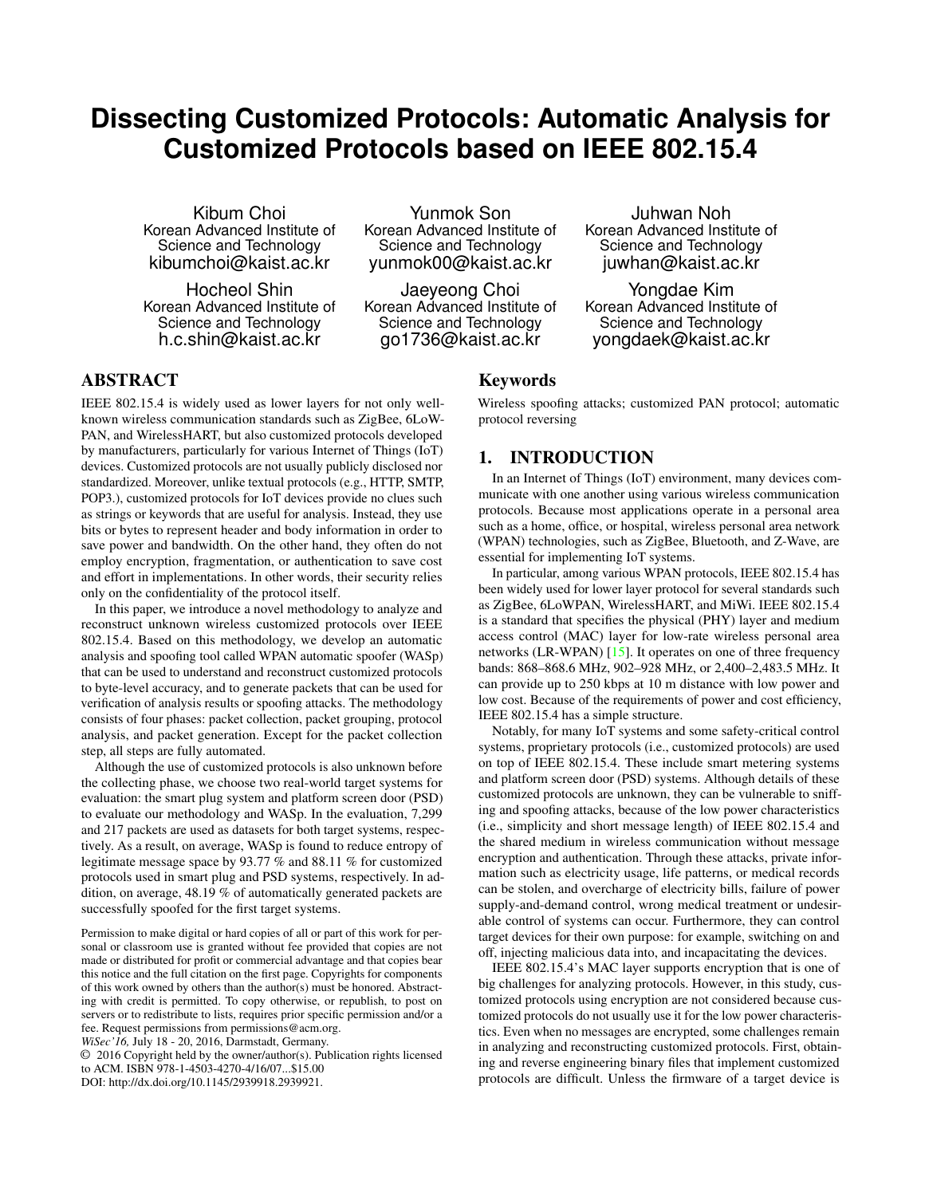# Dissecting Customized Protocols: Automatic Analysis for Customized Protocols based on IEEE 802.15.4

Kibum Choi
Korean Advanced Institute of Science and Technology
kibumchoi@kaist.ac.kr

Yunmok Son
Korean Advanced Institute of Science and Technology
yunmok00@kaist.ac.kr

Juhwan Noh
Korean Advanced Institute of Science and Technology
juwhan@kaist.ac.kr

Hocheol Shin
Korean Advanced Institute of Science and Technology
h.c.shin@kaist.ac.kr

Jaeyeong Choi
Korean Advanced Institute of Science and Technology
go1736@kaist.ac.kr

Yongdae Kim
Korean Advanced Institute of Science and Technology
yongdaek@kaist.ac.kr

## ABSTRACT

IEEE 802.15.4 is widely used as lower layers for not only well-known wireless communication standards such as ZigBee, 6LoWPAN, and WirelessHART, but also customized protocols developed by manufacturers, particularly for various Internet of Things (IoT) devices. Customized protocols are not usually publicly disclosed nor standardized. Moreover, unlike textual protocols (e.g., HTTP, SMTP, POP3.), customized protocols for IoT devices provide no clues such as strings or keywords that are useful for analysis. Instead, they use bits or bytes to represent header and body information in order to save power and bandwidth. On the other hand, they often do not employ encryption, fragmentation, or authentication to save cost and effort in implementations. In other words, their security relies only on the confidentiality of the protocol itself.

In this paper, we introduce a novel methodology to analyze and reconstruct unknown wireless customized protocols over IEEE 802.15.4. Based on this methodology, we develop an automatic analysis and spoofing tool called WPAN automatic spoofer (WASp) that can be used to understand and reconstruct customized protocols to byte-level accuracy, and to generate packets that can be used for verification of analysis results or spoofing attacks. The methodology consists of four phases: packet collection, packet grouping, protocol analysis, and packet generation. Except for the packet collection step, all steps are fully automated.

Although the use of customized protocols is also unknown before the collecting phase, we choose two real-world target systems for evaluation: the smart plug system and platform screen door (PSD) to evaluate our methodology and WASp. In the evaluation, 7,299 and 217 packets are used as datasets for both target systems, respectively. As a result, on average, WASp is found to reduce entropy of legitimate message space by 93.77 % and 88.11 % for customized protocols used in smart plug and PSD systems, respectively. In addition, on average, 48.19 % of automatically generated packets are successfully spoofed for the first target systems.

Permission to make digital or hard copies of all or part of this work for personal or classroom use is granted without fee provided that copies are not made or distributed for profit or commercial advantage and that copies bear this notice and the full citation on the first page. Copyrights for components of this work owned by others than the author(s) must be honored. Abstracting with credit is permitted. To copy otherwise, or republish, to post on servers or to redistribute to lists, requires prior specific permission and/or a fee. Request permissions from permissions@acm.org.
*WiSec'16,* July 18 - 20, 2016, Darmstadt, Germany.
© 2016 Copyright held by the owner/author(s). Publication rights licensed to ACM. ISBN 978-1-4503-4270-4/16/07...$15.00
DOI: http://dx.doi.org/10.1145/2939918.2939921.

## Keywords

Wireless spoofing attacks; customized PAN protocol; automatic protocol reversing

## 1. INTRODUCTION

In an Internet of Things (IoT) environment, many devices communicate with one another using various wireless communication protocols. Because most applications operate in a personal area such as a home, office, or hospital, wireless personal area network (WPAN) technologies, such as ZigBee, Bluetooth, and Z-Wave, are essential for implementing IoT systems.

In particular, among various WPAN protocols, IEEE 802.15.4 has been widely used for lower layer protocol for several standards such as ZigBee, 6LoWPAN, WirelessHART, and MiWi. IEEE 802.15.4 is a standard that specifies the physical (PHY) layer and medium access control (MAC) layer for low-rate wireless personal area networks (LR-WPAN) [15]. It operates on one of three frequency bands: 868–868.6 MHz, 902–928 MHz, or 2,400–2,483.5 MHz. It can provide up to 250 kbps at 10 m distance with low power and low cost. Because of the requirements of power and cost efficiency, IEEE 802.15.4 has a simple structure.

Notably, for many IoT systems and some safety-critical control systems, proprietary protocols (i.e., customized protocols) are used on top of IEEE 802.15.4. These include smart metering systems and platform screen door (PSD) systems. Although details of these customized protocols are unknown, they can be vulnerable to sniffing and spoofing attacks, because of the low power characteristics (i.e., simplicity and short message length) of IEEE 802.15.4 and the shared medium in wireless communication without message encryption and authentication. Through these attacks, private information such as electricity usage, life patterns, or medical records can be stolen, and overcharge of electricity bills, failure of power supply-and-demand control, wrong medical treatment or undesirable control of systems can occur. Furthermore, they can control target devices for their own purpose: for example, switching on and off, injecting malicious data into, and incapacitating the devices.

IEEE 802.15.4's MAC layer supports encryption that is one of big challenges for analyzing protocols. However, in this study, customized protocols using encryption are not considered because customized protocols do not usually use it for the low power characteristics. Even when no messages are encrypted, some challenges remain in analyzing and reconstructing customized protocols. First, obtaining and reverse engineering binary files that implement customized protocols are difficult. Unless the firmware of a target device is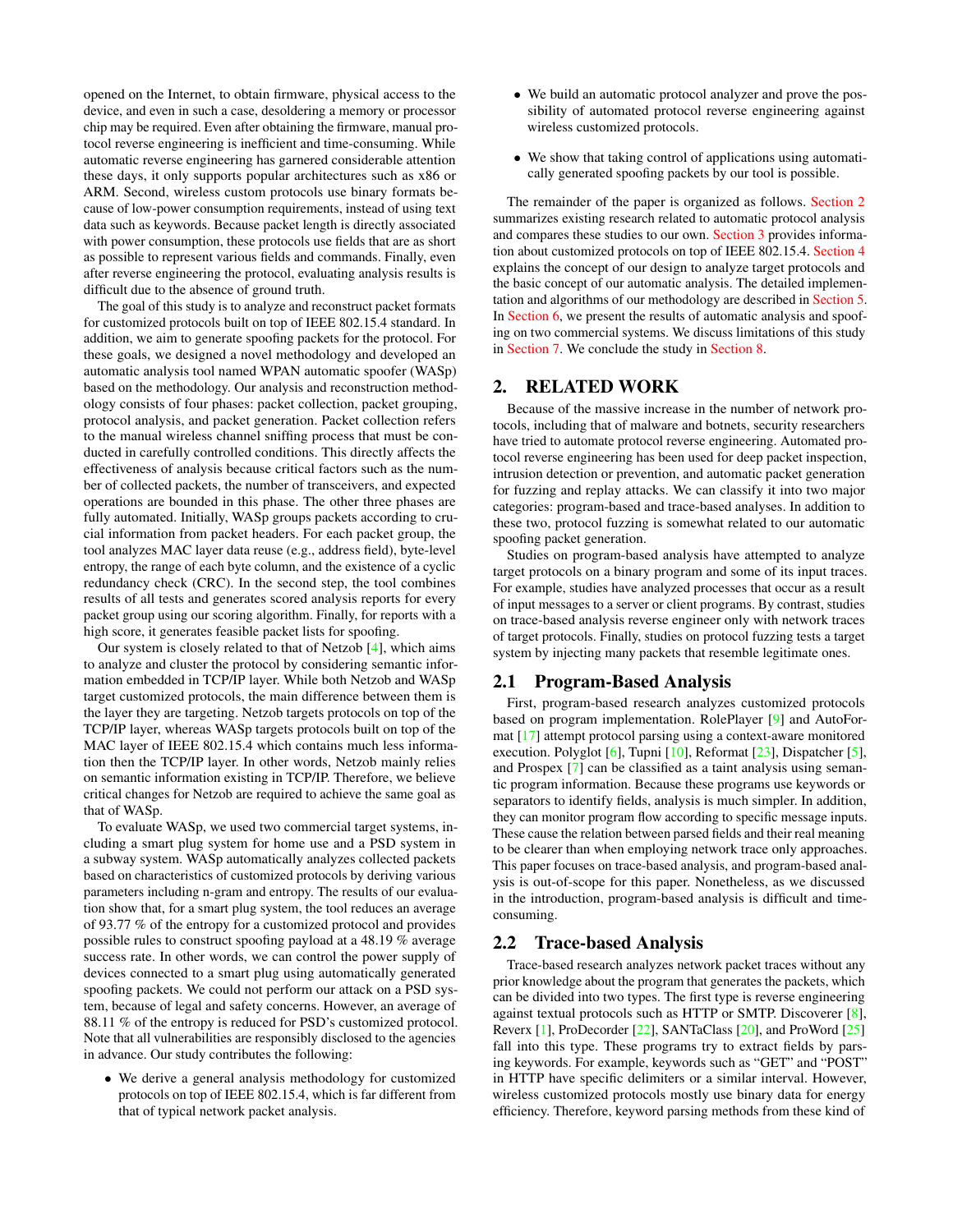opened on the Internet, to obtain firmware, physical access to the device, and even in such a case, desoldering a memory or processor chip may be required. Even after obtaining the firmware, manual protocol reverse engineering is inefficient and time-consuming. While automatic reverse engineering has garnered considerable attention these days, it only supports popular architectures such as x86 or ARM. Second, wireless custom protocols use binary formats because of low-power consumption requirements, instead of using text data such as keywords. Because packet length is directly associated with power consumption, these protocols use fields that are as short as possible to represent various fields and commands. Finally, even after reverse engineering the protocol, evaluating analysis results is difficult due to the absence of ground truth.

The goal of this study is to analyze and reconstruct packet formats for customized protocols built on top of IEEE 802.15.4 standard. In addition, we aim to generate spoofing packets for the protocol. For these goals, we designed a novel methodology and developed an automatic analysis tool named WPAN automatic spoofer (WASp) based on the methodology. Our analysis and reconstruction methodology consists of four phases: packet collection, packet grouping, protocol analysis, and packet generation. Packet collection refers to the manual wireless channel sniffing process that must be conducted in carefully controlled conditions. This directly affects the effectiveness of analysis because critical factors such as the number of collected packets, the number of transceivers, and expected operations are bounded in this phase. The other three phases are fully automated. Initially, WASp groups packets according to crucial information from packet headers. For each packet group, the tool analyzes MAC layer data reuse (e.g., address field), byte-level entropy, the range of each byte column, and the existence of a cyclic redundancy check (CRC). In the second step, the tool combines results of all tests and generates scored analysis reports for every packet group using our scoring algorithm. Finally, for reports with a high score, it generates feasible packet lists for spoofing.

Our system is closely related to that of Netzob [4], which aims to analyze and cluster the protocol by considering semantic information embedded in TCP/IP layer. While both Netzob and WASp target customized protocols, the main difference between them is the layer they are targeting. Netzob targets protocols on top of the TCP/IP layer, whereas WASp targets protocols built on top of the MAC layer of IEEE 802.15.4 which contains much less information then the TCP/IP layer. In other words, Netzob mainly relies on semantic information existing in TCP/IP. Therefore, we believe critical changes for Netzob are required to achieve the same goal as that of WASp.

To evaluate WASp, we used two commercial target systems, including a smart plug system for home use and a PSD system in a subway system. WASp automatically analyzes collected packets based on characteristics of customized protocols by deriving various parameters including n-gram and entropy. The results of our evaluation show that, for a smart plug system, the tool reduces an average of 93.77 % of the entropy for a customized protocol and provides possible rules to construct spoofing payload at a 48.19 % average success rate. In other words, we can control the power supply of devices connected to a smart plug using automatically generated spoofing packets. We could not perform our attack on a PSD system, because of legal and safety concerns. However, an average of 88.11 % of the entropy is reduced for PSD's customized protocol. Note that all vulnerabilities are responsibly disclosed to the agencies in advance. Our study contributes the following:

- We derive a general analysis methodology for customized protocols on top of IEEE 802.15.4, which is far different from that of typical network packet analysis.
- We build an automatic protocol analyzer and prove the possibility of automated protocol reverse engineering against wireless customized protocols.
- We show that taking control of applications using automatically generated spoofing packets by our tool is possible.

The remainder of the paper is organized as follows. Section 2 summarizes existing research related to automatic protocol analysis and compares these studies to our own. Section 3 provides information about customized protocols on top of IEEE 802.15.4. Section 4 explains the concept of our design to analyze target protocols and the basic concept of our automatic analysis. The detailed implementation and algorithms of our methodology are described in Section 5. In Section 6, we present the results of automatic analysis and spoofing on two commercial systems. We discuss limitations of this study in Section 7. We conclude the study in Section 8.

## 2. RELATED WORK

Because of the massive increase in the number of network protocols, including that of malware and botnets, security researchers have tried to automate protocol reverse engineering. Automated protocol reverse engineering has been used for deep packet inspection, intrusion detection or prevention, and automatic packet generation for fuzzing and replay attacks. We can classify it into two major categories: program-based and trace-based analyses. In addition to these two, protocol fuzzing is somewhat related to our automatic spoofing packet generation.

Studies on program-based analysis have attempted to analyze target protocols on a binary program and some of its input traces. For example, studies have analyzed processes that occur as a result of input messages to a server or client programs. By contrast, studies on trace-based analysis reverse engineer only with network traces of target protocols. Finally, studies on protocol fuzzing tests a target system by injecting many packets that resemble legitimate ones.

### 2.1 Program-Based Analysis

First, program-based research analyzes customized protocols based on program implementation. RolePlayer [9] and AutoFormat [17] attempt protocol parsing using a context-aware monitored execution. Polyglot [6], Tupni [10], Reformat [23], Dispatcher [5], and Prospex [7] can be classified as a taint analysis using semantic program information. Because these programs use keywords or separators to identify fields, analysis is much simpler. In addition, they can monitor program flow according to specific message inputs. These cause the relation between parsed fields and their real meaning to be clearer than when employing network trace only approaches. This paper focuses on trace-based analysis, and program-based analysis is out-of-scope for this paper. Nonetheless, as we discussed in the introduction, program-based analysis is difficult and time-consuming.

### 2.2 Trace-based Analysis

Trace-based research analyzes network packet traces without any prior knowledge about the program that generates the packets, which can be divided into two types. The first type is reverse engineering against textual protocols such as HTTP or SMTP. Discoverer [8], Reverx [1], ProDecorder [22], SANTaClass [20], and ProWord [25] fall into this type. These programs try to extract fields by parsing keywords. For example, keywords such as "GET" and "POST" in HTTP have specific delimiters or a similar interval. However, wireless customized protocols mostly use binary data for energy efficiency. Therefore, keyword parsing methods from these kind of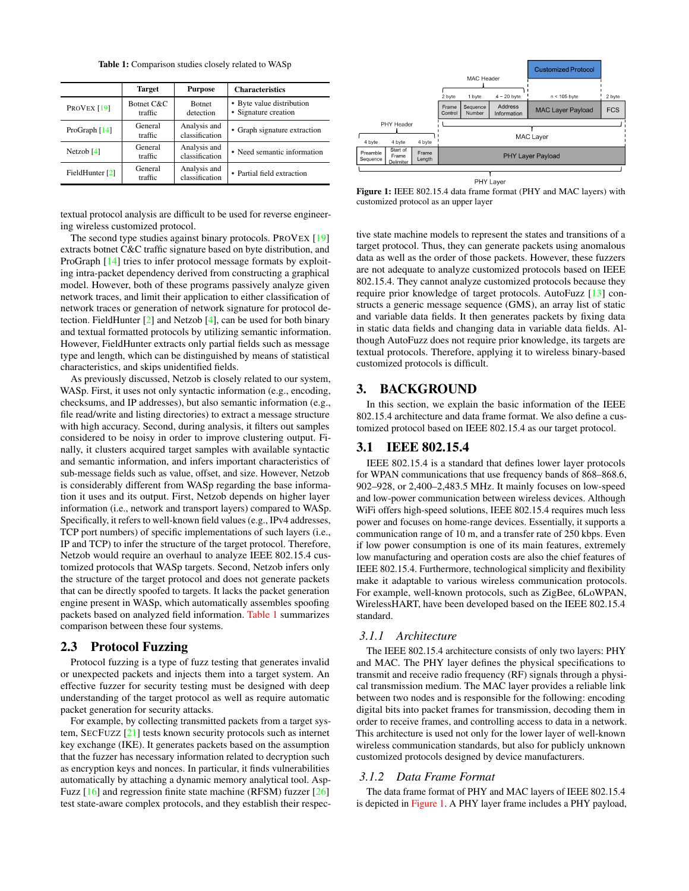**Table 1:** Comparison studies closely related to WASp

| | Target | Purpose | Characteristics |
|---|---|---|---|
| ProVex [19] | Botnet C&C traffic | Botnet detection | • Byte value distribution • Signature creation |
| ProGraph [14] | General traffic | Analysis and classification | • Graph signature extraction |
| Netzob [4] | General traffic | Analysis and classification | • Need semantic information |
| FieldHunter [2] | General traffic | Analysis and classification | • Partial field extraction |

textual protocol analysis are difficult to be used for reverse engineering wireless customized protocol.

The second type studies against binary protocols. ProVex [19] extracts botnet C&C traffic signature based on byte distribution, and ProGraph [14] tries to infer protocol message formats by exploiting intra-packet dependency derived from constructing a graphical model. However, both of these programs passively analyze given network traces, and limit their application to either classification of network traces or generation of network signature for protocol detection. FieldHunter [2] and Netzob [4], can be used for both binary and textual formatted protocols by utilizing semantic information. However, FieldHunter extracts only partial fields such as message type and length, which can be distinguished by means of statistical characteristics, and skips unidentified fields.

As previously discussed, Netzob is closely related to our system, WASp. First, it uses not only syntactic information (e.g., encoding, checksums, and IP addresses), but also semantic information (e.g., file read/write and listing directories) to extract a message structure with high accuracy. Second, during analysis, it filters out samples considered to be noisy in order to improve clustering output. Finally, it clusters acquired target samples with available syntactic and semantic information, and infers important characteristics of sub-message fields such as value, offset, and size. However, Netzob is considerably different from WASp regarding the base information it uses and its output. First, Netzob depends on higher layer information (i.e., network and transport layers) compared to WASp. Specifically, it refers to well-known field values (e.g., IPv4 addresses, TCP port numbers) of specific implementations of such layers (i.e., IP and TCP) to infer the structure of the target protocol. Therefore, Netzob would require an overhaul to analyze IEEE 802.15.4 customized protocols that WASp targets. Second, Netzob infers only the structure of the target protocol and does not generate packets that can be directly spoofed to targets. It lacks the packet generation engine present in WASp, which automatically assembles spoofing packets based on analyzed field information. Table 1 summarizes comparison between these four systems.

## 2.3 Protocol Fuzzing

Protocol fuzzing is a type of fuzz testing that generates invalid or unexpected packets and injects them into a target system. An effective fuzzer for security testing must be designed with deep understanding of the target protocol as well as require automatic packet generation for security attacks.

For example, by collecting transmitted packets from a target system, SecFuzz [21] tests known security protocols such as internet key exchange (IKE). It generates packets based on the assumption that the fuzzer has necessary information related to decryption such as encryption keys and nonces. In particular, it finds vulnerabilities automatically by attaching a dynamic memory analytical tool. AspFuzz [16] and regression finite state machine (RFSM) fuzzer [26] test state-aware complex protocols, and they establish their respective state machine models to represent the states and transitions of a target protocol. Thus, they can generate packets using anomalous data as well as the order of those packets. However, these fuzzers are not adequate to analyze customized protocols based on IEEE 802.15.4. They cannot analyze customized protocols because they require prior knowledge of target protocols. AutoFuzz [13] constructs a generic message sequence (GMS), an array list of static and variable data fields. It then generates packets by fixing data in static data fields and changing data in variable data fields. Although AutoFuzz does not require prior knowledge, its targets are textual protocols. Therefore, applying it to wireless binary-based customized protocols is difficult.

Customized Protocol

MAC Header

2 byte | 1 byte | 4 ~ 20 byte | n < 105 byte | 2 byte

Frame Control | Sequence Number | Address Information | MAC Layer Payload | FCS

PHY Header

MAC Layer

4 byte | 4 byte | 4 byte

Preamble Sequence | Start of Frame Delimiter | Frame Length | PHY Layer Payload

PHY Layer

**Figure 1:** IEEE 802.15.4 data frame format (PHY and MAC layers) with customized protocol as an upper layer

# 3. BACKGROUND

In this section, we explain the basic information of the IEEE 802.15.4 architecture and data frame format. We also define a customized protocol based on IEEE 802.15.4 as our target protocol.

## 3.1 IEEE 802.15.4

IEEE 802.15.4 is a standard that defines lower layer protocols for WPAN communications that use frequency bands of 868–868.6, 902–928, or 2,400–2,483.5 MHz. It mainly focuses on low-speed and low-power communication between wireless devices. Although WiFi offers high-speed solutions, IEEE 802.15.4 requires much less power and focuses on home-range devices. Essentially, it supports a communication range of 10 m, and a transfer rate of 250 kbps. Even if low power consumption is one of its main features, extremely low manufacturing and operation costs are also the chief features of IEEE 802.15.4. Furthermore, technological simplicity and flexibility make it adaptable to various wireless communication protocols. For example, well-known protocols, such as ZigBee, 6LoWPAN, WirelessHART, have been developed based on the IEEE 802.15.4 standard.

### *3.1.1 Architecture*

The IEEE 802.15.4 architecture consists of only two layers: PHY and MAC. The PHY layer defines the physical specifications to transmit and receive radio frequency (RF) signals through a physical transmission medium. The MAC layer provides a reliable link between two nodes and is responsible for the following: encoding digital bits into packet frames for transmission, decoding them in order to receive frames, and controlling access to data in a network. This architecture is used not only for the lower layer of well-known wireless communication standards, but also for publicly unknown customized protocols designed by device manufacturers.

### *3.1.2 Data Frame Format*

The data frame format of PHY and MAC layers of IEEE 802.15.4 is depicted in Figure 1. A PHY layer frame includes a PHY payload,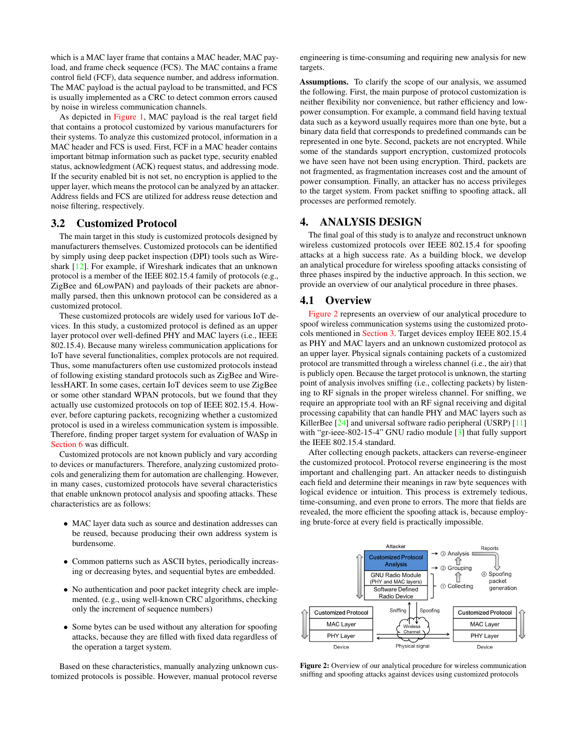which is a MAC layer frame that contains a MAC header, MAC payload, and frame check sequence (FCS). The MAC contains a frame control field (FCF), data sequence number, and address information. The MAC payload is the actual payload to be transmitted, and FCS is usually implemented as a CRC to detect common errors caused by noise in wireless communication channels.

As depicted in Figure 1, MAC payload is the real target field that contains a protocol customized by various manufacturers for their systems. To analyze this customized protocol, information in a MAC header and FCS is used. First, FCF in a MAC header contains important bitmap information such as packet type, security enabled status, acknowledgment (ACK) request status, and addressing mode. If the security enabled bit is not set, no encryption is applied to the upper layer, which means the protocol can be analyzed by an attacker. Address fields and FCS are utilized for address reuse detection and noise filtering, respectively.

## 3.2 Customized Protocol

The main target in this study is customized protocols designed by manufacturers themselves. Customized protocols can be identified by simply using deep packet inspection (DPI) tools such as Wireshark [12]. For example, if Wireshark indicates that an unknown protocol is a member of the IEEE 802.15.4 family of protocols (e.g., ZigBee and 6LowPAN) and payloads of their packets are abnormally parsed, then this unknown protocol can be considered as a customized protocol.

These customized protocols are widely used for various IoT devices. In this study, a customized protocol is defined as an upper layer protocol over well-defined PHY and MAC layers (i.e., IEEE 802.15.4). Because many wireless communication applications for IoT have several functionalities, complex protocols are not required. Thus, some manufacturers often use customized protocols instead of following existing standard protocols such as ZigBee and WirelessHART. In some cases, certain IoT devices seem to use ZigBee or some other standard WPAN protocols, but we found that they actually use customized protocols on top of IEEE 802.15.4. However, before capturing packets, recognizing whether a customized protocol is used in a wireless communication system is impossible. Therefore, finding proper target system for evaluation of WASp in Section 6 was difficult.

Customized protocols are not known publicly and vary according to devices or manufacturers. Therefore, analyzing customized protocols and generalizing them for automation are challenging. However, in many cases, customized protocols have several characteristics that enable unknown protocol analysis and spoofing attacks. These characteristics are as follows:

- MAC layer data such as source and destination addresses can be reused, because producing their own address system is burdensome.
- Common patterns such as ASCII bytes, periodically increasing or decreasing bytes, and sequential bytes are embedded.
- No authentication and poor packet integrity check are implemented. (e.g., using well-known CRC algorithms, checking only the increment of sequence numbers)
- Some bytes can be used without any alteration for spoofing attacks, because they are filled with fixed data regardless of the operation a target system.

Based on these characteristics, manually analyzing unknown customized protocols is possible. However, manual protocol reverse engineering is time-consuming and requiring new analysis for new targets.

**Assumptions.** To clarify the scope of our analysis, we assumed the following. First, the main purpose of protocol customization is neither flexibility nor convenience, but rather efficiency and low-power consumption. For example, a command field having textual data such as a keyword usually requires more than one byte, but a binary data field that corresponds to predefined commands can be represented in one byte. Second, packets are not encrypted. While some of the standards support encryption, customized protocols we have seen have not been using encryption. Third, packets are not fragmented, as fragmentation increases cost and the amount of power consumption. Finally, an attacker has no access privileges to the target system. From packet sniffing to spoofing attack, all processes are performed remotely.

# 4. ANALYSIS DESIGN

The final goal of this study is to analyze and reconstruct unknown wireless customized protocols over IEEE 802.15.4 for spoofing attacks at a high success rate. As a building block, we develop an analytical procedure for wireless spoofing attacks consisting of three phases inspired by the inductive approach. In this section, we provide an overview of our analytical procedure in three phases.

## 4.1 Overview

Figure 2 represents an overview of our analytical procedure to spoof wireless communication systems using the customized protocols mentioned in Section 3. Target devices employ IEEE 802.15.4 as PHY and MAC layers and an unknown customized protocol as an upper layer. Physical signals containing packets of a customized protocol are transmitted through a wireless channel (i.e., the air) that is publicly open. Because the target protocol is unknown, the starting point of analysis involves sniffing (i.e., collecting packets) by listening to RF signals in the proper wireless channel. For sniffing, we require an appropriate tool with an RF signal receiving and digital processing capability that can handle PHY and MAC layers such as KillerBee [24] and universal software radio peripheral (USRP) [11] with "gr-ieee-802-15-4" GNU radio module [3] that fully support the IEEE 802.15.4 standard.

After collecting enough packets, attackers can reverse-engineer the customized protocol. Protocol reverse engineering is the most important and challenging part. An attacker needs to distinguish each field and determine their meanings in raw byte sequences with logical evidence or intuition. This process is extremely tedious, time-consuming, and even prone to errors. The more that fields are revealed, the more efficient the spoofing attack is, because employing brute-force at every field is practically impossible.

Attacker | Customized Protocol Analysis | GNU Radio Module (PHY and MAC layers) | Software Defined Radio Device | ③ Analysis | ② Grouping | ① Collecting | Reports | ④ Spoofing packet generation | Sniffing | Spoofing | Wireless Channel | Physical signal | Customized Protocol | MAC Layer | PHY Layer | Device

**Figure 2:** Overview of our analytical procedure for wireless communication sniffing and spoofing attacks against devices using customized protocols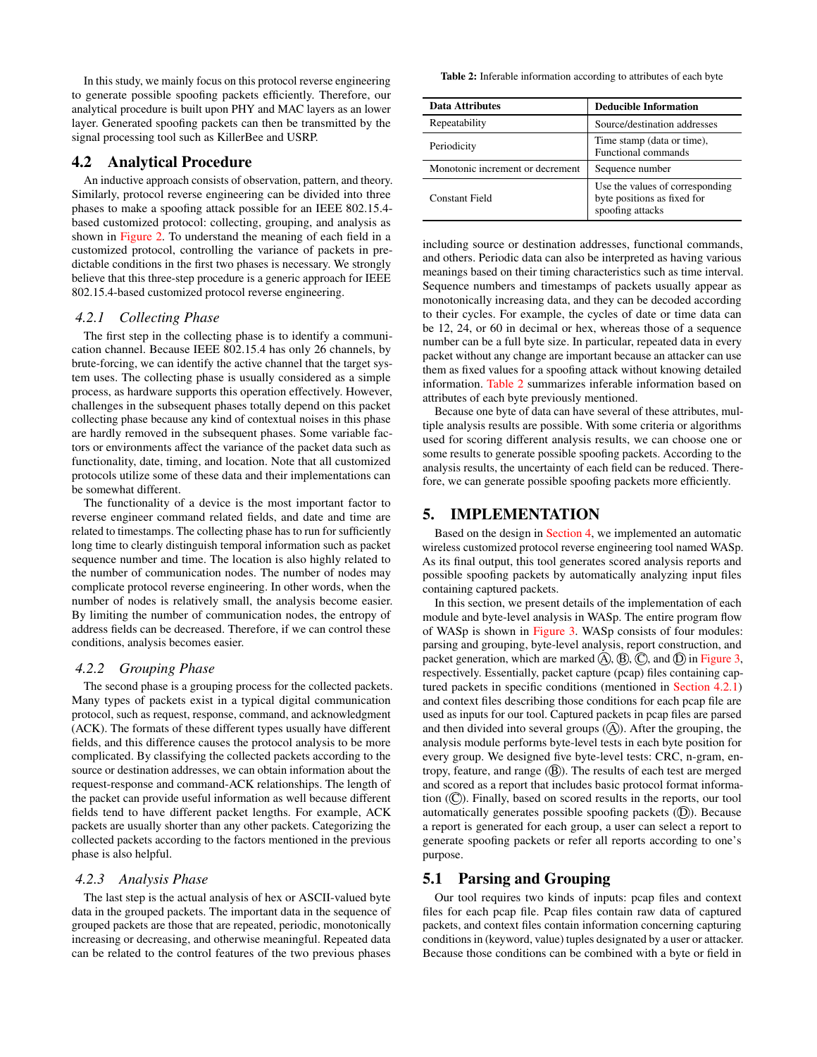In this study, we mainly focus on this protocol reverse engineering to generate possible spoofing packets efficiently. Therefore, our analytical procedure is built upon PHY and MAC layers as an lower layer. Generated spoofing packets can then be transmitted by the signal processing tool such as KillerBee and USRP.

## 4.2 Analytical Procedure

An inductive approach consists of observation, pattern, and theory. Similarly, protocol reverse engineering can be divided into three phases to make a spoofing attack possible for an IEEE 802.15.4-based customized protocol: collecting, grouping, and analysis as shown in Figure 2. To understand the meaning of each field in a customized protocol, controlling the variance of packets in predictable conditions in the first two phases is necessary. We strongly believe that this three-step procedure is a generic approach for IEEE 802.15.4-based customized protocol reverse engineering.

### *4.2.1 Collecting Phase*

The first step in the collecting phase is to identify a communication channel. Because IEEE 802.15.4 has only 26 channels, by brute-forcing, we can identify the active channel that the target system uses. The collecting phase is usually considered as a simple process, as hardware supports this operation effectively. However, challenges in the subsequent phases totally depend on this packet collecting phase because any kind of contextual noises in this phase are hardly removed in the subsequent phases. Some variable factors or environments affect the variance of the packet data such as functionality, date, timing, and location. Note that all customized protocols utilize some of these data and their implementations can be somewhat different.

The functionality of a device is the most important factor to reverse engineer command related fields, and date and time are related to timestamps. The collecting phase has to run for sufficiently long time to clearly distinguish temporal information such as packet sequence number and time. The location is also highly related to the number of communication nodes. The number of nodes may complicate protocol reverse engineering. In other words, when the number of nodes is relatively small, the analysis become easier. By limiting the number of communication nodes, the entropy of address fields can be decreased. Therefore, if we can control these conditions, analysis becomes easier.

### *4.2.2 Grouping Phase*

The second phase is a grouping process for the collected packets. Many types of packets exist in a typical digital communication protocol, such as request, response, command, and acknowledgment (ACK). The formats of these different types usually have different fields, and this difference causes the protocol analysis to be more complicated. By classifying the collected packets according to the source or destination addresses, we can obtain information about the request-response and command-ACK relationships. The length of the packet can provide useful information as well because different fields tend to have different packet lengths. For example, ACK packets are usually shorter than any other packets. Categorizing the collected packets according to the factors mentioned in the previous phase is also helpful.

### *4.2.3 Analysis Phase*

The last step is the actual analysis of hex or ASCII-valued byte data in the grouped packets. The important data in the sequence of grouped packets are those that are repeated, periodic, monotonically increasing or decreasing, and otherwise meaningful. Repeated data can be related to the control features of the two previous phases including source or destination addresses, functional commands, and others. Periodic data can also be interpreted as having various meanings based on their timing characteristics such as time interval. Sequence numbers and timestamps of packets usually appear as monotonically increasing data, and they can be decoded according to their cycles. For example, the cycles of date or time data can be 12, 24, or 60 in decimal or hex, whereas those of a sequence number can be a full byte size. In particular, repeated data in every packet without any change are important because an attacker can use them as fixed values for a spoofing attack without knowing detailed information. Table 2 summarizes inferable information based on attributes of each byte previously mentioned.

**Table 2:** Inferable information according to attributes of each byte

| **Data Attributes** | **Deducible Information** |
|---|---|
| Repeatability | Source/destination addresses |
| Periodicity | Time stamp (data or time), Functional commands |
| Monotonic increment or decrement | Sequence number |
| Constant Field | Use the values of corresponding byte positions as fixed for spoofing attacks |

Because one byte of data can have several of these attributes, multiple analysis results are possible. With some criteria or algorithms used for scoring different analysis results, we can choose one or some results to generate possible spoofing packets. According to the analysis results, the uncertainty of each field can be reduced. Therefore, we can generate possible spoofing packets more efficiently.

# 5. IMPLEMENTATION

Based on the design in Section 4, we implemented an automatic wireless customized protocol reverse engineering tool named WASp. As its final output, this tool generates scored analysis reports and possible spoofing packets by automatically analyzing input files containing captured packets.

In this section, we present details of the implementation of each module and byte-level analysis in WASp. The entire program flow of WASp is shown in Figure 3. WASp consists of four modules: parsing and grouping, byte-level analysis, report construction, and packet generation, which are marked Ⓐ, Ⓑ, Ⓒ, and Ⓓ in Figure 3, respectively. Essentially, packet capture (pcap) files containing captured packets in specific conditions (mentioned in Section 4.2.1) and context files describing those conditions for each pcap file are used as inputs for our tool. Captured packets in pcap files are parsed and then divided into several groups (Ⓐ). After the grouping, the analysis module performs byte-level tests in each byte position for every group. We designed five byte-level tests: CRC, n-gram, entropy, feature, and range (Ⓑ). The results of each test are merged and scored as a report that includes basic protocol format information (Ⓒ). Finally, based on scored results in the reports, our tool automatically generates possible spoofing packets (Ⓓ). Because a report is generated for each group, a user can select a report to generate spoofing packets or refer all reports according to one's purpose.

## 5.1 Parsing and Grouping

Our tool requires two kinds of inputs: pcap files and context files for each pcap file. Pcap files contain raw data of captured packets, and context files contain information concerning capturing conditions in (keyword, value) tuples designated by a user or attacker. Because those conditions can be combined with a byte or field in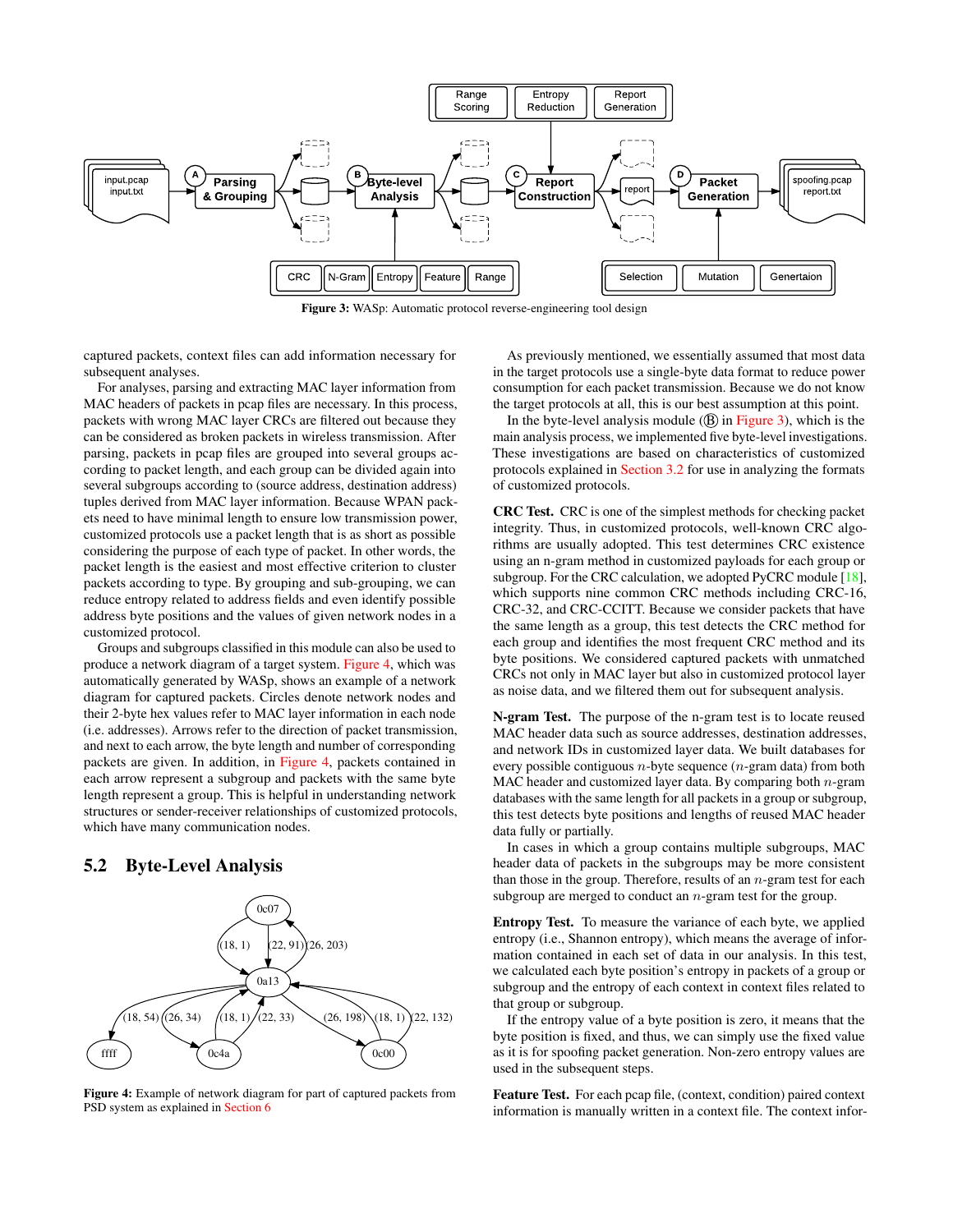Range Scoring
Entropy Reduction
Report Generation
input.pcap
input.txt
A
Parsing & Grouping
B
Byte-level Analysis
C
Report Construction
report
D
Packet Generation
spoofing.pcap
report.txt
CRC
N-Gram
Entropy
Feature
Range
Selection
Mutation
Genertaion

**Figure 3:** WASp: Automatic protocol reverse-engineering tool design

captured packets, context files can add information necessary for subsequent analyses.

For analyses, parsing and extracting MAC layer information from MAC headers of packets in pcap files are necessary. In this process, packets with wrong MAC layer CRCs are filtered out because they can be considered as broken packets in wireless transmission. After parsing, packets in pcap files are grouped into several groups according to packet length, and each group can be divided again into several subgroups according to (source address, destination address) tuples derived from MAC layer information. Because WPAN packets need to have minimal length to ensure low transmission power, customized protocols use a packet length that is as short as possible considering the purpose of each type of packet. In other words, the packet length is the easiest and most effective criterion to cluster packets according to type. By grouping and sub-grouping, we can reduce entropy related to address fields and even identify possible address byte positions and the values of given network nodes in a customized protocol.

Groups and subgroups classified in this module can also be used to produce a network diagram of a target system. Figure 4, which was automatically generated by WASp, shows an example of a network diagram for captured packets. Circles denote network nodes and their 2-byte hex values refer to MAC layer information in each node (i.e. addresses). Arrows refer to the direction of packet transmission, and next to each arrow, the byte length and number of corresponding packets are given. In addition, in Figure 4, packets contained in each arrow represent a subgroup and packets with the same byte length represent a group. This is helpful in understanding network structures or sender-receiver relationships of customized protocols, which have many communication nodes.

## 5.2 Byte-Level Analysis

0c07
0a13
ffff
0c4a
0c00
(18, 1)
(22, 91)
(26, 203)
(18, 54)
(26, 34)
(18, 1)
(22, 33)
(26, 198)
(18, 1)
(22, 132)

**Figure 4:** Example of network diagram for part of captured packets from PSD system as explained in Section 6

As previously mentioned, we essentially assumed that most data in the target protocols use a single-byte data format to reduce power consumption for each packet transmission. Because we do not know the target protocols at all, this is our best assumption at this point.

In the byte-level analysis module (Ⓑ in Figure 3), which is the main analysis process, we implemented five byte-level investigations. These investigations are based on characteristics of customized protocols explained in Section 3.2 for use in analyzing the formats of customized protocols.

**CRC Test.** CRC is one of the simplest methods for checking packet integrity. Thus, in customized protocols, well-known CRC algorithms are usually adopted. This test determines CRC existence using an n-gram method in customized payloads for each group or subgroup. For the CRC calculation, we adopted PyCRC module [18], which supports nine common CRC methods including CRC-16, CRC-32, and CRC-CCITT. Because we consider packets that have the same length as a group, this test detects the CRC method for each group and identifies the most frequent CRC method and its byte positions. We considered captured packets with unmatched CRCs not only in MAC layer but also in customized protocol layer as noise data, and we filtered them out for subsequent analysis.

**N-gram Test.** The purpose of the n-gram test is to locate reused MAC header data such as source addresses, destination addresses, and network IDs in customized layer data. We built databases for every possible contiguous $n$-byte sequence ($n$-gram data) from both MAC header and customized layer data. By comparing both $n$-gram databases with the same length for all packets in a group or subgroup, this test detects byte positions and lengths of reused MAC header data fully or partially.

In cases in which a group contains multiple subgroups, MAC header data of packets in the subgroups may be more consistent than those in the group. Therefore, results of an $n$-gram test for each subgroup are merged to conduct an $n$-gram test for the group.

**Entropy Test.** To measure the variance of each byte, we applied entropy (i.e., Shannon entropy), which means the average of information contained in each set of data in our analysis. In this test, we calculated each byte position's entropy in packets of a group or subgroup and the entropy of each context in context files related to that group or subgroup.

If the entropy value of a byte position is zero, it means that the byte position is fixed, and thus, we can simply use the fixed value as it is for spoofing packet generation. Non-zero entropy values are used in the subsequent steps.

**Feature Test.** For each pcap file, (context, condition) paired context information is manually written in a context file. The context infor-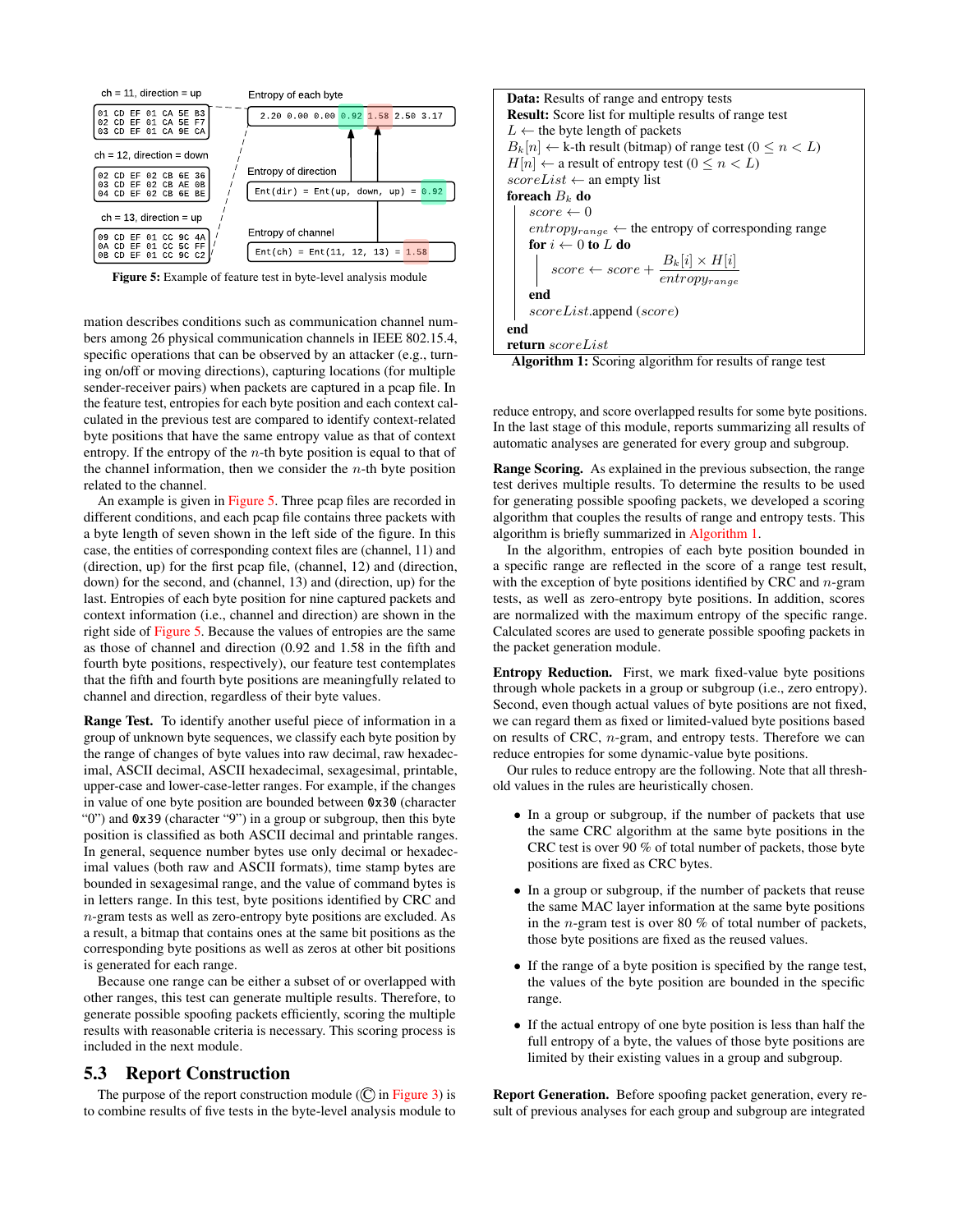ch = 11, direction = up

```
01 CD EF 01 CA 5E B3
02 CD EF 01 CA 5E F7
03 CD EF 01 CA 9E CA
```

ch = 12, direction = down

```
02 CD EF 02 CB 6E 36
03 CD EF 02 CB AE 0B
04 CD EF 02 CB 6E BE
```

ch = 13, direction = up

```
09 CD EF 01 CC 9C 4A
0A CD EF 01 CC 5C FF
0B CD EF 01 CC 9C C2
```

Entropy of each byte

```
2.20 0.00 0.00 0.92 1.58 2.50 3.17
```

Entropy of direction

```
Ent(dir) = Ent(up, down, up) = 0.92
```

Entropy of channel

```
Ent(ch) = Ent(11, 12, 13) = 1.58
```

**Figure 5:** Example of feature test in byte-level analysis module

mation describes conditions such as communication channel numbers among 26 physical communication channels in IEEE 802.15.4, specific operations that can be observed by an attacker (e.g., turning on/off or moving directions), capturing locations (for multiple sender-receiver pairs) when packets are captured in a pcap file. In the feature test, entropies for each byte position and each context calculated in the previous test are compared to identify context-related byte positions that have the same entropy value as that of context entropy. If the entropy of the $n$-th byte position is equal to that of the channel information, then we consider the $n$-th byte position related to the channel.

An example is given in Figure 5. Three pcap files are recorded in different conditions, and each pcap file contains three packets with a byte length of seven shown in the left side of the figure. In this case, the entities of corresponding context files are (channel, 11) and (direction, up) for the first pcap file, (channel, 12) and (direction, down) for the second, and (channel, 13) and (direction, up) for the last. Entropies of each byte position for nine captured packets and context information (i.e., channel and direction) are shown in the right side of Figure 5. Because the values of entropies are the same as those of channel and direction (0.92 and 1.58 in the fifth and fourth byte positions, respectively), our feature test contemplates that the fifth and fourth byte positions are meaningfully related to channel and direction, regardless of their byte values.

**Range Test.** To identify another useful piece of information in a group of unknown byte sequences, we classify each byte position by the range of changes of byte values into raw decimal, raw hexadecimal, ASCII decimal, ASCII hexadecimal, sexagesimal, printable, upper-case and lower-case-letter ranges. For example, if the changes in value of one byte position are bounded between `0x30` (character "0") and `0x39` (character "9") in a group or subgroup, then this byte position is classified as both ASCII decimal and printable ranges. In general, sequence number bytes use only decimal or hexadecimal values (both raw and ASCII formats), time stamp bytes are bounded in sexagesimal range, and the value of command bytes is in letters range. In this test, byte positions identified by CRC and $n$-gram tests as well as zero-entropy byte positions are excluded. As a result, a bitmap that contains ones at the same bit positions as the corresponding byte positions as well as zeros at other bit positions is generated for each range.

Because one range can be either a subset of or overlapped with other ranges, this test can generate multiple results. Therefore, to generate possible spoofing packets efficiently, scoring the multiple results with reasonable criteria is necessary. This scoring process is included in the next module.

## 5.3 Report Construction

The purpose of the report construction module (Ⓒ in Figure 3) is to combine results of five tests in the byte-level analysis module to reduce entropy, and score overlapped results for some byte positions. In the last stage of this module, reports summarizing all results of automatic analyses are generated for every group and subgroup.

**Data:** Results of range and entropy tests
**Result:** Score list for multiple results of range test
$L \leftarrow$ the byte length of packets
$B_k[n] \leftarrow$ k-th result (bitmap) of range test ($0 \leq n < L$)
$H[n] \leftarrow$ a result of entropy test ($0 \leq n < L$)
$scoreList \leftarrow$ an empty list
**foreach** $B_k$ **do**
  $score \leftarrow 0$
  $entropy_{range} \leftarrow$ the entropy of corresponding range
  **for** $i \leftarrow 0$ **to** $L$ **do**
    $score \leftarrow score + \dfrac{B_k[i] \times H[i]}{entropy_{range}}$
  **end**
  $scoreList$.append ($score$)
**end**
**return** $scoreList$

**Algorithm 1:** Scoring algorithm for results of range test

**Range Scoring.** As explained in the previous subsection, the range test derives multiple results. To determine the results to be used for generating possible spoofing packets, we developed a scoring algorithm that couples the results of range and entropy tests. This algorithm is briefly summarized in Algorithm 1.

In the algorithm, entropies of each byte position bounded in a specific range are reflected in the score of a range test result, with the exception of byte positions identified by CRC and $n$-gram tests, as well as zero-entropy byte positions. In addition, scores are normalized with the maximum entropy of the specific range. Calculated scores are used to generate possible spoofing packets in the packet generation module.

**Entropy Reduction.** First, we mark fixed-value byte positions through whole packets in a group or subgroup (i.e., zero entropy). Second, even though actual values of byte positions are not fixed, we can regard them as fixed or limited-valued byte positions based on results of CRC, $n$-gram, and entropy tests. Therefore we can reduce entropies for some dynamic-value byte positions.

Our rules to reduce entropy are the following. Note that all threshold values in the rules are heuristically chosen.

- In a group or subgroup, if the number of packets that use the same CRC algorithm at the same byte positions in the CRC test is over 90 % of total number of packets, those byte positions are fixed as CRC bytes.
- In a group or subgroup, if the number of packets that reuse the same MAC layer information at the same byte positions in the $n$-gram test is over 80 % of total number of packets, those byte positions are fixed as the reused values.
- If the range of a byte position is specified by the range test, the values of the byte position are bounded in the specific range.
- If the actual entropy of one byte position is less than half the full entropy of a byte, the values of those byte positions are limited by their existing values in a group and subgroup.

**Report Generation.** Before spoofing packet generation, every result of previous analyses for each group and subgroup are integrated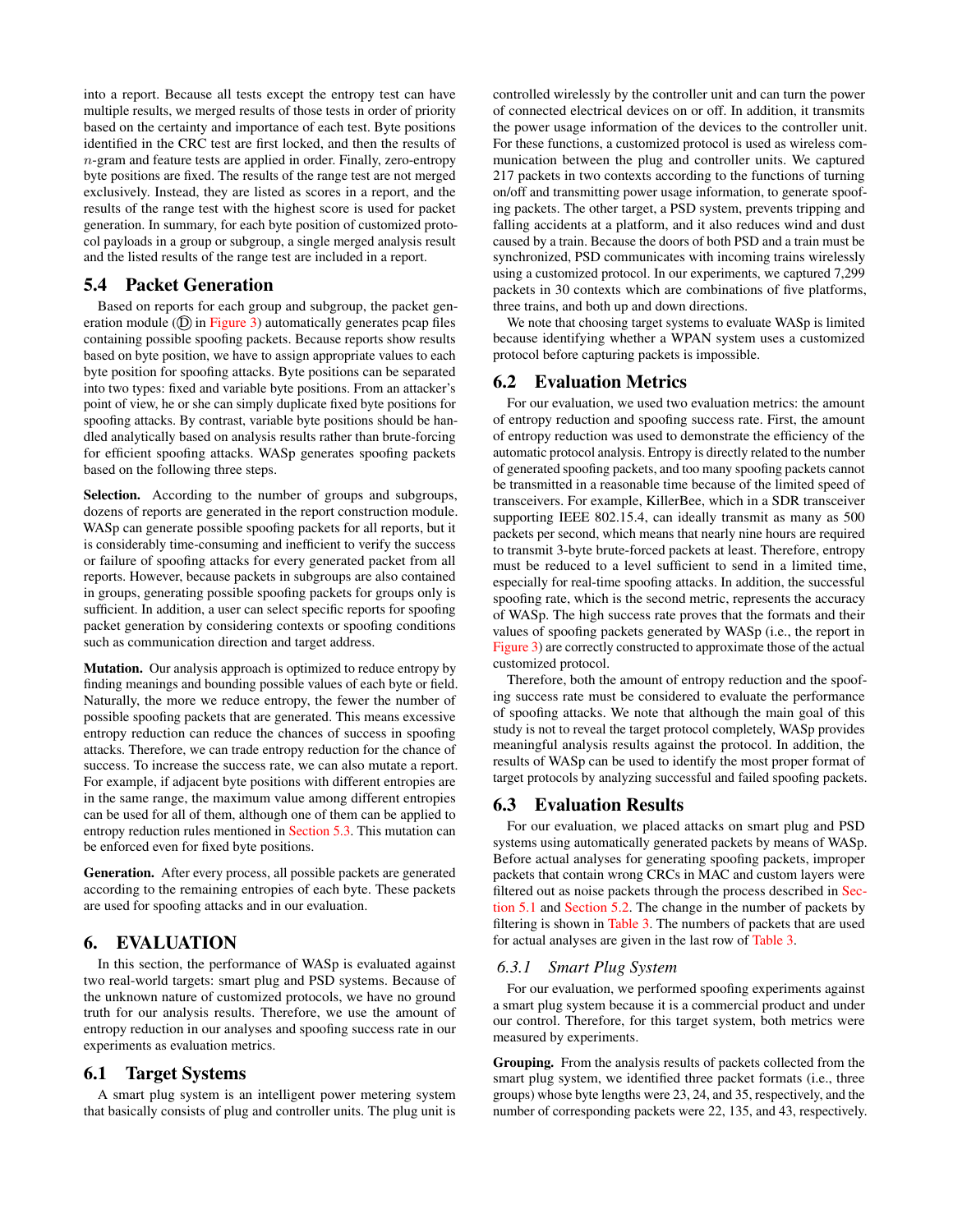into a report. Because all tests except the entropy test can have multiple results, we merged results of those tests in order of priority based on the certainty and importance of each test. Byte positions identified in the CRC test are first locked, and then the results of $n$-gram and feature tests are applied in order. Finally, zero-entropy byte positions are fixed. The results of the range test are not merged exclusively. Instead, they are listed as scores in a report, and the results of the range test with the highest score is used for packet generation. In summary, for each byte position of customized protocol payloads in a group or subgroup, a single merged analysis result and the listed results of the range test are included in a report.

## 5.4 Packet Generation

Based on reports for each group and subgroup, the packet generation module (Ⓓ in Figure 3) automatically generates pcap files containing possible spoofing packets. Because reports show results based on byte position, we have to assign appropriate values to each byte position for spoofing attacks. Byte positions can be separated into two types: fixed and variable byte positions. From an attacker's point of view, he or she can simply duplicate fixed byte positions for spoofing attacks. By contrast, variable byte positions should be handled analytically based on analysis results rather than brute-forcing for efficient spoofing attacks. WASp generates spoofing packets based on the following three steps.

**Selection.** According to the number of groups and subgroups, dozens of reports are generated in the report construction module. WASp can generate possible spoofing packets for all reports, but it is considerably time-consuming and inefficient to verify the success or failure of spoofing attacks for every generated packet from all reports. However, because packets in subgroups are also contained in groups, generating possible spoofing packets for groups only is sufficient. In addition, a user can select specific reports for spoofing packet generation by considering contexts or spoofing conditions such as communication direction and target address.

**Mutation.** Our analysis approach is optimized to reduce entropy by finding meanings and bounding possible values of each byte or field. Naturally, the more we reduce entropy, the fewer the number of possible spoofing packets that are generated. This means excessive entropy reduction can reduce the chances of success in spoofing attacks. Therefore, we can trade entropy reduction for the chance of success. To increase the success rate, we can also mutate a report. For example, if adjacent byte positions with different entropies are in the same range, the maximum value among different entropies can be used for all of them, although one of them can be applied to entropy reduction rules mentioned in Section 5.3. This mutation can be enforced even for fixed byte positions.

**Generation.** After every process, all possible packets are generated according to the remaining entropies of each byte. These packets are used for spoofing attacks and in our evaluation.

# 6. EVALUATION

In this section, the performance of WASp is evaluated against two real-world targets: smart plug and PSD systems. Because of the unknown nature of customized protocols, we have no ground truth for our analysis results. Therefore, we use the amount of entropy reduction in our analyses and spoofing success rate in our experiments as evaluation metrics.

## 6.1 Target Systems

A smart plug system is an intelligent power metering system that basically consists of plug and controller units. The plug unit is controlled wirelessly by the controller unit and can turn the power of connected electrical devices on or off. In addition, it transmits the power usage information of the devices to the controller unit. For these functions, a customized protocol is used as wireless communication between the plug and controller units. We captured 217 packets in two contexts according to the functions of turning on/off and transmitting power usage information, to generate spoofing packets. The other target, a PSD system, prevents tripping and falling accidents at a platform, and it also reduces wind and dust caused by a train. Because the doors of both PSD and a train must be synchronized, PSD communicates with incoming trains wirelessly using a customized protocol. In our experiments, we captured 7,299 packets in 30 contexts which are combinations of five platforms, three trains, and both up and down directions.

We note that choosing target systems to evaluate WASp is limited because identifying whether a WPAN system uses a customized protocol before capturing packets is impossible.

## 6.2 Evaluation Metrics

For our evaluation, we used two evaluation metrics: the amount of entropy reduction and spoofing success rate. First, the amount of entropy reduction was used to demonstrate the efficiency of the automatic protocol analysis. Entropy is directly related to the number of generated spoofing packets, and too many spoofing packets cannot be transmitted in a reasonable time because of the limited speed of transceivers. For example, KillerBee, which in a SDR transceiver supporting IEEE 802.15.4, can ideally transmit as many as 500 packets per second, which means that nearly nine hours are required to transmit 3-byte brute-forced packets at least. Therefore, entropy must be reduced to a level sufficient to send in a limited time, especially for real-time spoofing attacks. In addition, the successful spoofing rate, which is the second metric, represents the accuracy of WASp. The high success rate proves that the formats and their values of spoofing packets generated by WASp (i.e., the report in Figure 3) are correctly constructed to approximate those of the actual customized protocol.

Therefore, both the amount of entropy reduction and the spoofing success rate must be considered to evaluate the performance of spoofing attacks. We note that although the main goal of this study is not to reveal the target protocol completely, WASp provides meaningful analysis results against the protocol. In addition, the results of WASp can be used to identify the most proper format of target protocols by analyzing successful and failed spoofing packets.

## 6.3 Evaluation Results

For our evaluation, we placed attacks on smart plug and PSD systems using automatically generated packets by means of WASp. Before actual analyses for generating spoofing packets, improper packets that contain wrong CRCs in MAC and custom layers were filtered out as noise packets through the process described in Section 5.1 and Section 5.2. The change in the number of packets by filtering is shown in Table 3. The numbers of packets that are used for actual analyses are given in the last row of Table 3.

### *6.3.1 Smart Plug System*

For our evaluation, we performed spoofing experiments against a smart plug system because it is a commercial product and under our control. Therefore, for this target system, both metrics were measured by experiments.

**Grouping.** From the analysis results of packets collected from the smart plug system, we identified three packet formats (i.e., three groups) whose byte lengths were 23, 24, and 35, respectively, and the number of corresponding packets were 22, 135, and 43, respectively.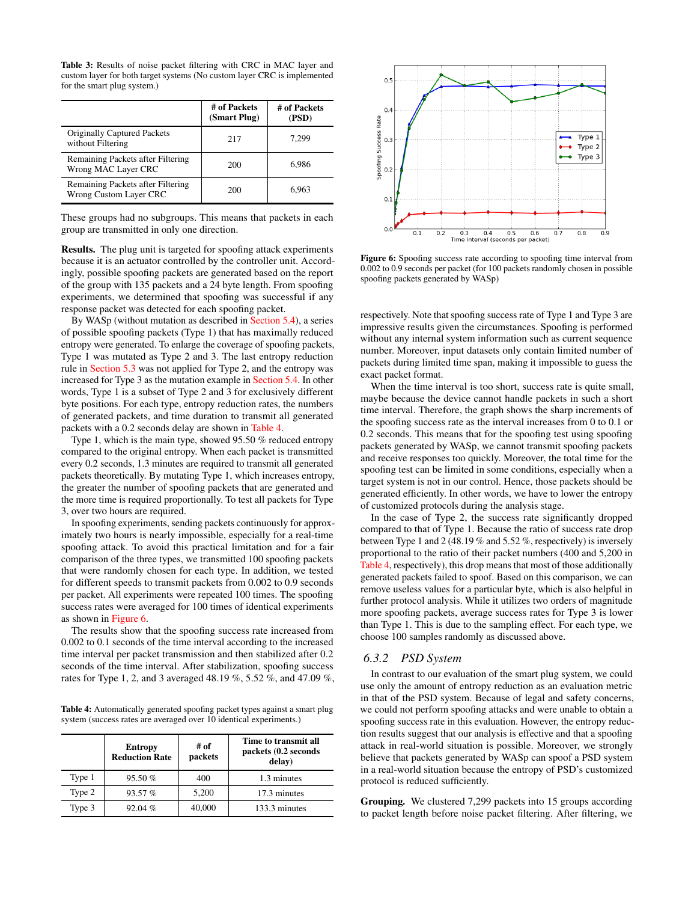**Table 3:** Results of noise packet filtering with CRC in MAC layer and custom layer for both target systems (No custom layer CRC is implemented for the smart plug system.)

| | # of Packets (Smart Plug) | # of Packets (PSD) |
|---|---|---|
| Originally Captured Packets without Filtering | 217 | 7,299 |
| Remaining Packets after Filtering Wrong MAC Layer CRC | 200 | 6,986 |
| Remaining Packets after Filtering Wrong Custom Layer CRC | 200 | 6,963 |

These groups had no subgroups. This means that packets in each group are transmitted in only one direction.

**Results.** The plug unit is targeted for spoofing attack experiments because it is an actuator controlled by the controller unit. Accordingly, possible spoofing packets are generated based on the report of the group with 135 packets and a 24 byte length. From spoofing experiments, we determined that spoofing was successful if any response packet was detected for each spoofing packet.

By WASp (without mutation as described in Section 5.4), a series of possible spoofing packets (Type 1) that has maximally reduced entropy were generated. To enlarge the coverage of spoofing packets, Type 1 was mutated as Type 2 and 3. The last entropy reduction rule in Section 5.3 was not applied for Type 2, and the entropy was increased for Type 3 as the mutation example in Section 5.4. In other words, Type 1 is a subset of Type 2 and 3 for exclusively different byte positions. For each type, entropy reduction rates, the numbers of generated packets, and time duration to transmit all generated packets with a 0.2 seconds delay are shown in Table 4.

Type 1, which is the main type, showed 95.50 % reduced entropy compared to the original entropy. When each packet is transmitted every 0.2 seconds, 1.3 minutes are required to transmit all generated packets theoretically. By mutating Type 1, which increases entropy, the greater the number of spoofing packets that are generated and the more time is required proportionally. To test all packets for Type 3, over two hours are required.

In spoofing experiments, sending packets continuously for approximately two hours is nearly impossible, especially for a real-time spoofing attack. To avoid this practical limitation and for a fair comparison of the three types, we transmitted 100 spoofing packets that were randomly chosen for each type. In addition, we tested for different speeds to transmit packets from 0.002 to 0.9 seconds per packet. All experiments were repeated 100 times. The spoofing success rates were averaged for 100 times of identical experiments as shown in Figure 6.

The results show that the spoofing success rate increased from 0.002 to 0.1 seconds of the time interval according to the increased time interval per packet transmission and then stabilized after 0.2 seconds of the time interval. After stabilization, spoofing success rates for Type 1, 2, and 3 averaged 48.19 %, 5.52 %, and 47.09 %, respectively. Note that spoofing success rate of Type 1 and Type 3 are impressive results given the circumstances. Spoofing is performed without any internal system information such as current sequence number. Moreover, input datasets only contain limited number of packets during limited time span, making it impossible to guess the exact packet format.

**Table 4:** Automatically generated spoofing packet types against a smart plug system (success rates are averaged over 10 identical experiments.)

| | Entropy Reduction Rate | # of packets | Time to transmit all packets (0.2 seconds delay) |
|---|---|---|---|
| Type 1 | 95.50 % | 400 | 1.3 minutes |
| Type 2 | 93.57 % | 5,200 | 17.3 minutes |
| Type 3 | 92.04 % | 40,000 | 133.3 minutes |

**Figure 6:** Spoofing success rate according to spoofing time interval from 0.002 to 0.9 seconds per packet (for 100 packets randomly chosen in possible spoofing packets generated by WASp)

When the time interval is too short, success rate is quite small, maybe because the device cannot handle packets in such a short time interval. Therefore, the graph shows the sharp increments of the spoofing success rate as the interval increases from 0 to 0.1 or 0.2 seconds. This means that for the spoofing test using spoofing packets generated by WASp, we cannot transmit spoofing packets and receive responses too quickly. Moreover, the total time for the spoofing test can be limited in some conditions, especially when a target system is not in our control. Hence, those packets should be generated efficiently. In other words, we have to lower the entropy of customized protocols during the analysis stage.

In the case of Type 2, the success rate significantly dropped compared to that of Type 1. Because the ratio of success rate drop between Type 1 and 2 (48.19 % and 5.52 %, respectively) is inversely proportional to the ratio of their packet numbers (400 and 5,200 in Table 4, respectively), this drop means that most of those additionally generated packets failed to spoof. Based on this comparison, we can remove useless values for a particular byte, which is also helpful in further protocol analysis. While it utilizes two orders of magnitude more spoofing packets, average success rates for Type 3 is lower than Type 1. This is due to the sampling effect. For each type, we choose 100 samples randomly as discussed above.

### 6.3.2 PSD System

In contrast to our evaluation of the smart plug system, we could use only the amount of entropy reduction as an evaluation metric in that of the PSD system. Because of legal and safety concerns, we could not perform spoofing attacks and were unable to obtain a spoofing success rate in this evaluation. However, the entropy reduction results suggest that our analysis is effective and that a spoofing attack in real-world situation is possible. Moreover, we strongly believe that packets generated by WASp can spoof a PSD system in a real-world situation because the entropy of PSD's customized protocol is reduced sufficiently.

**Grouping.** We clustered 7,299 packets into 15 groups according to packet length before noise packet filtering. After filtering, we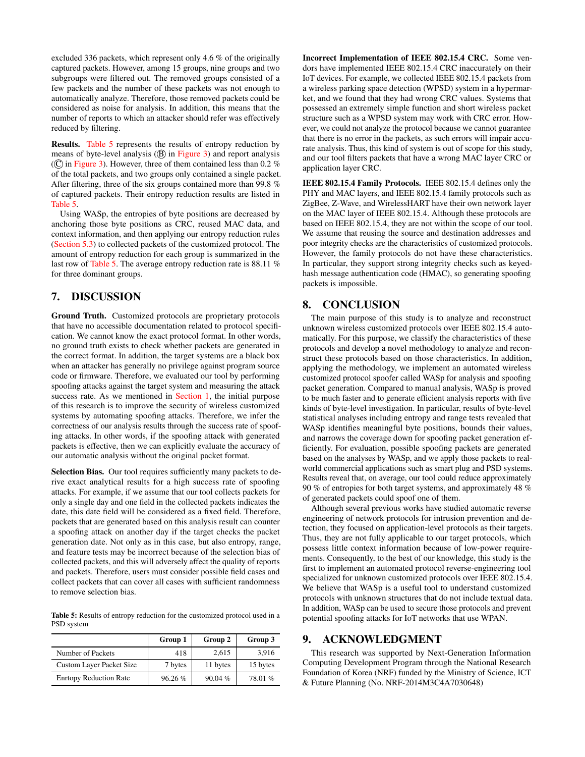excluded 336 packets, which represent only 4.6 % of the originally captured packets. However, among 15 groups, nine groups and two subgroups were filtered out. The removed groups consisted of a few packets and the number of these packets was not enough to automatically analyze. Therefore, those removed packets could be considered as noise for analysis. In addition, this means that the number of reports to which an attacker should refer was effectively reduced by filtering.

**Results.** Table 5 represents the results of entropy reduction by means of byte-level analysis (Ⓑ in Figure 3) and report analysis (Ⓒ in Figure 3). However, three of them contained less than 0.2 % of the total packets, and two groups only contained a single packet. After filtering, three of the six groups contained more than 99.8 % of captured packets. Their entropy reduction results are listed in Table 5.

Using WASp, the entropies of byte positions are decreased by anchoring those byte positions as CRC, reused MAC data, and context information, and then applying our entropy reduction rules (Section 5.3) to collected packets of the customized protocol. The amount of entropy reduction for each group is summarized in the last row of Table 5. The average entropy reduction rate is 88.11 % for three dominant groups.

## 7. DISCUSSION

**Ground Truth.** Customized protocols are proprietary protocols that have no accessible documentation related to protocol specification. We cannot know the exact protocol format. In other words, no ground truth exists to check whether packets are generated in the correct format. In addition, the target systems are a black box when an attacker has generally no privilege against program source code or firmware. Therefore, we evaluated our tool by performing spoofing attacks against the target system and measuring the attack success rate. As we mentioned in Section 1, the initial purpose of this research is to improve the security of wireless customized systems by automating spoofing attacks. Therefore, we infer the correctness of our analysis results through the success rate of spoofing attacks. In other words, if the spoofing attack with generated packets is effective, then we can explicitly evaluate the accuracy of our automatic analysis without the original packet format.

**Selection Bias.** Our tool requires sufficiently many packets to derive exact analytical results for a high success rate of spoofing attacks. For example, if we assume that our tool collects packets for only a single day and one field in the collected packets indicates the date, this date field will be considered as a fixed field. Therefore, packets that are generated based on this analysis result can counter a spoofing attack on another day if the target checks the packet generation date. Not only as in this case, but also entropy, range, and feature tests may be incorrect because of the selection bias of collected packets, and this will adversely affect the quality of reports and packets. Therefore, users must consider possible field cases and collect packets that can cover all cases with sufficient randomness to remove selection bias.

**Table 5:** Results of entropy reduction for the customized protocol used in a PSD system

| | Group 1 | Group 2 | Group 3 |
|---|---|---|---|
| Number of Packets | 418 | 2,615 | 3,916 |
| Custom Layer Packet Size | 7 bytes | 11 bytes | 15 bytes |
| Enrtopy Reduction Rate | 96.26 % | 90.04 % | 78.01 % |

**Incorrect Implementation of IEEE 802.15.4 CRC.** Some vendors have implemented IEEE 802.15.4 CRC inaccurately on their IoT devices. For example, we collected IEEE 802.15.4 packets from a wireless parking space detection (WPSD) system in a hypermarket, and we found that they had wrong CRC values. Systems that possessed an extremely simple function and short wireless packet structure such as a WPSD system may work with CRC error. However, we could not analyze the protocol because we cannot guarantee that there is no error in the packets, as such errors will impair accurate analysis. Thus, this kind of system is out of scope for this study, and our tool filters packets that have a wrong MAC layer CRC or application layer CRC.

**IEEE 802.15.4 Family Protocols.** IEEE 802.15.4 defines only the PHY and MAC layers, and IEEE 802.15.4 family protocols such as ZigBee, Z-Wave, and WirelessHART have their own network layer on the MAC layer of IEEE 802.15.4. Although these protocols are based on IEEE 802.15.4, they are not within the scope of our tool. We assume that reusing the source and destination addresses and poor integrity checks are the characteristics of customized protocols. However, the family protocols do not have these characteristics. In particular, they support strong integrity checks such as keyed-hash message authentication code (HMAC), so generating spoofing packets is impossible.

## 8. CONCLUSION

The main purpose of this study is to analyze and reconstruct unknown wireless customized protocols over IEEE 802.15.4 automatically. For this purpose, we classify the characteristics of these protocols and develop a novel methodology to analyze and reconstruct these protocols based on those characteristics. In addition, applying the methodology, we implement an automated wireless customized protocol spoofer called WASp for analysis and spoofing packet generation. Compared to manual analysis, WASp is proved to be much faster and to generate efficient analysis reports with five kinds of byte-level investigation. In particular, results of byte-level statistical analyses including entropy and range tests revealed that WASp identifies meaningful byte positions, bounds their values, and narrows the coverage down for spoofing packet generation efficiently. For evaluation, possible spoofing packets are generated based on the analyses by WASp, and we apply those packets to real-world commercial applications such as smart plug and PSD systems. Results reveal that, on average, our tool could reduce approximately 90 % of entropies for both target systems, and approximately 48 % of generated packets could spoof one of them.

Although several previous works have studied automatic reverse engineering of network protocols for intrusion prevention and detection, they focused on application-level protocols as their targets. Thus, they are not fully applicable to our target protocols, which possess little context information because of low-power requirements. Consequently, to the best of our knowledge, this study is the first to implement an automated protocol reverse-engineering tool specialized for unknown customized protocols over IEEE 802.15.4. We believe that WASp is a useful tool to understand customized protocols with unknown structures that do not include textual data. In addition, WASp can be used to secure those protocols and prevent potential spoofing attacks for IoT networks that use WPAN.

## 9. ACKNOWLEDGMENT

This research was supported by Next-Generation Information Computing Development Program through the National Research Foundation of Korea (NRF) funded by the Ministry of Science, ICT & Future Planning (No. NRF-2014M3C4A7030648)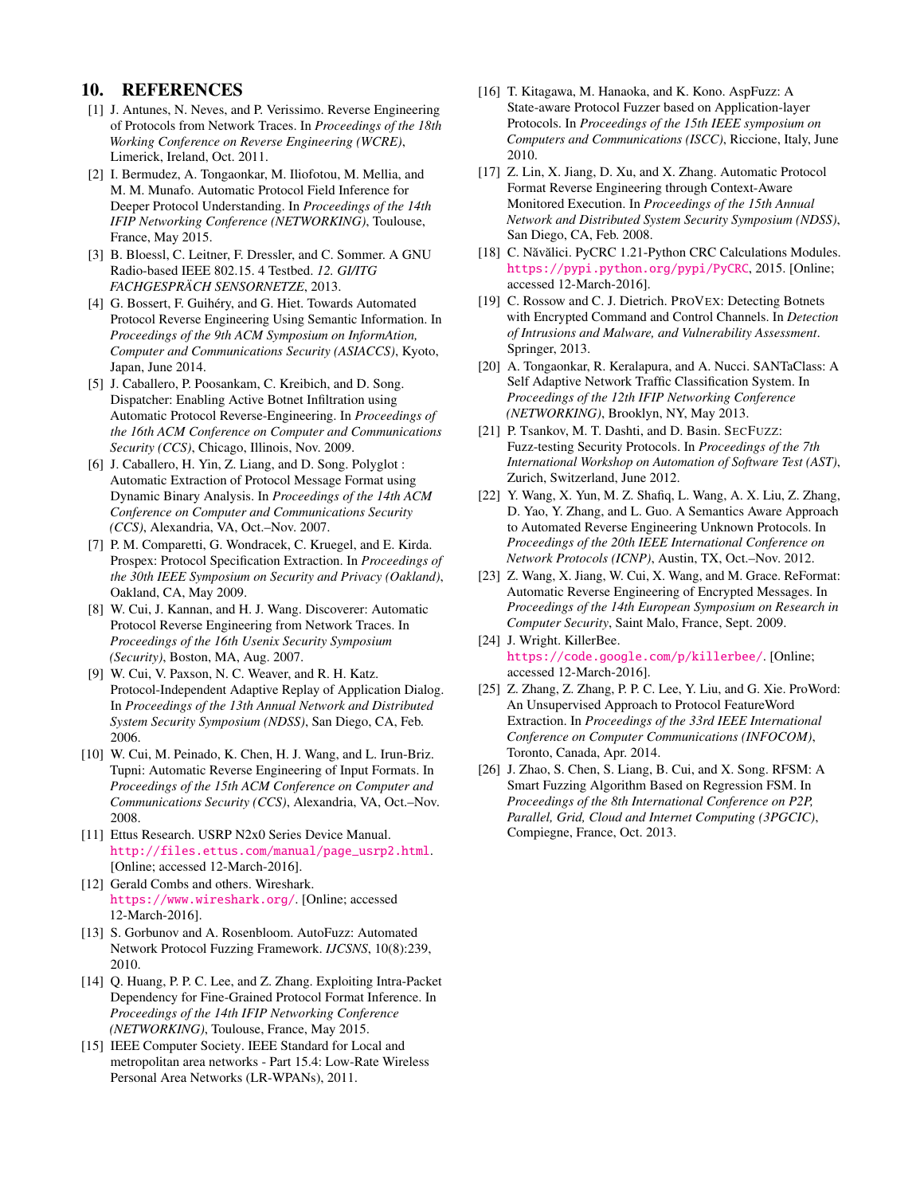# 10. REFERENCES

[1] J. Antunes, N. Neves, and P. Verissimo. Reverse Engineering of Protocols from Network Traces. In *Proceedings of the 18th Working Conference on Reverse Engineering (WCRE)*, Limerick, Ireland, Oct. 2011.

[2] I. Bermudez, A. Tongaonkar, M. Iliofotou, M. Mellia, and M. M. Munafo. Automatic Protocol Field Inference for Deeper Protocol Understanding. In *Proceedings of the 14th IFIP Networking Conference (NETWORKING)*, Toulouse, France, May 2015.

[3] B. Bloessl, C. Leitner, F. Dressler, and C. Sommer. A GNU Radio-based IEEE 802.15. 4 Testbed. *12. GI/ITG FACHGESPRÄCH SENSORNETZE*, 2013.

[4] G. Bossert, F. Guihéry, and G. Hiet. Towards Automated Protocol Reverse Engineering Using Semantic Information. In *Proceedings of the 9th ACM Symposium on InformAtion, Computer and Communications Security (ASIACCS)*, Kyoto, Japan, June 2014.

[5] J. Caballero, P. Poosankam, C. Kreibich, and D. Song. Dispatcher: Enabling Active Botnet Infiltration using Automatic Protocol Reverse-Engineering. In *Proceedings of the 16th ACM Conference on Computer and Communications Security (CCS)*, Chicago, Illinois, Nov. 2009.

[6] J. Caballero, H. Yin, Z. Liang, and D. Song. Polyglot : Automatic Extraction of Protocol Message Format using Dynamic Binary Analysis. In *Proceedings of the 14th ACM Conference on Computer and Communications Security (CCS)*, Alexandria, VA, Oct.–Nov. 2007.

[7] P. M. Comparetti, G. Wondracek, C. Kruegel, and E. Kirda. Prospex: Protocol Specification Extraction. In *Proceedings of the 30th IEEE Symposium on Security and Privacy (Oakland)*, Oakland, CA, May 2009.

[8] W. Cui, J. Kannan, and H. J. Wang. Discoverer: Automatic Protocol Reverse Engineering from Network Traces. In *Proceedings of the 16th Usenix Security Symposium (Security)*, Boston, MA, Aug. 2007.

[9] W. Cui, V. Paxson, N. C. Weaver, and R. H. Katz. Protocol-Independent Adaptive Replay of Application Dialog. In *Proceedings of the 13th Annual Network and Distributed System Security Symposium (NDSS)*, San Diego, CA, Feb. 2006.

[10] W. Cui, M. Peinado, K. Chen, H. J. Wang, and L. Irun-Briz. Tupni: Automatic Reverse Engineering of Input Formats. In *Proceedings of the 15th ACM Conference on Computer and Communications Security (CCS)*, Alexandria, VA, Oct.–Nov. 2008.

[11] Ettus Research. USRP N2x0 Series Device Manual. http://files.ettus.com/manual/page_usrp2.html. [Online; accessed 12-March-2016].

[12] Gerald Combs and others. Wireshark. https://www.wireshark.org/. [Online; accessed 12-March-2016].

[13] S. Gorbunov and A. Rosenbloom. AutoFuzz: Automated Network Protocol Fuzzing Framework. *IJCSNS*, 10(8):239, 2010.

[14] Q. Huang, P. P. C. Lee, and Z. Zhang. Exploiting Intra-Packet Dependency for Fine-Grained Protocol Format Inference. In *Proceedings of the 14th IFIP Networking Conference (NETWORKING)*, Toulouse, France, May 2015.

[15] IEEE Computer Society. IEEE Standard for Local and metropolitan area networks - Part 15.4: Low-Rate Wireless Personal Area Networks (LR-WPANs), 2011.

[16] T. Kitagawa, M. Hanaoka, and K. Kono. AspFuzz: A State-aware Protocol Fuzzer based on Application-layer Protocols. In *Proceedings of the 15th IEEE symposium on Computers and Communications (ISCC)*, Riccione, Italy, June 2010.

[17] Z. Lin, X. Jiang, D. Xu, and X. Zhang. Automatic Protocol Format Reverse Engineering through Context-Aware Monitored Execution. In *Proceedings of the 15th Annual Network and Distributed System Security Symposium (NDSS)*, San Diego, CA, Feb. 2008.

[18] C. Nălici. PyCRC 1.21-Python CRC Calculations Modules. https://pypi.python.org/pypi/PyCRC, 2015. [Online; accessed 12-March-2016].

[19] C. Rossow and C. J. Dietrich. PROVEX: Detecting Botnets with Encrypted Command and Control Channels. In *Detection of Intrusions and Malware, and Vulnerability Assessment*. Springer, 2013.

[20] A. Tongaonkar, R. Keralapura, and A. Nucci. SANTaClass: A Self Adaptive Network Traffic Classification System. In *Proceedings of the 12th IFIP Networking Conference (NETWORKING)*, Brooklyn, NY, May 2013.

[21] P. Tsankov, M. T. Dashti, and D. Basin. SECFUZZ: Fuzz-testing Security Protocols. In *Proceedings of the 7th International Workshop on Automation of Software Test (AST)*, Zurich, Switzerland, June 2012.

[22] Y. Wang, X. Yun, M. Z. Shafiq, L. Wang, A. X. Liu, Z. Zhang, D. Yao, Y. Zhang, and L. Guo. A Semantics Aware Approach to Automated Reverse Engineering Unknown Protocols. In *Proceedings of the 20th IEEE International Conference on Network Protocols (ICNP)*, Austin, TX, Oct.–Nov. 2012.

[23] Z. Wang, X. Jiang, W. Cui, X. Wang, and M. Grace. ReFormat: Automatic Reverse Engineering of Encrypted Messages. In *Proceedings of the 14th European Symposium on Research in Computer Security*, Saint Malo, France, Sept. 2009.

[24] J. Wright. KillerBee. https://code.google.com/p/killerbee/. [Online; accessed 12-March-2016].

[25] Z. Zhang, Z. Zhang, P. P. C. Lee, Y. Liu, and G. Xie. ProWord: An Unsupervised Approach to Protocol FeatureWord Extraction. In *Proceedings of the 33rd IEEE International Conference on Computer Communications (INFOCOM)*, Toronto, Canada, Apr. 2014.

[26] J. Zhao, S. Chen, S. Liang, B. Cui, and X. Song. RFSM: A Smart Fuzzing Algorithm Based on Regression FSM. In *Proceedings of the 8th International Conference on P2P, Parallel, Grid, Cloud and Internet Computing (3PGCIC)*, Compiegne, France, Oct. 2013.